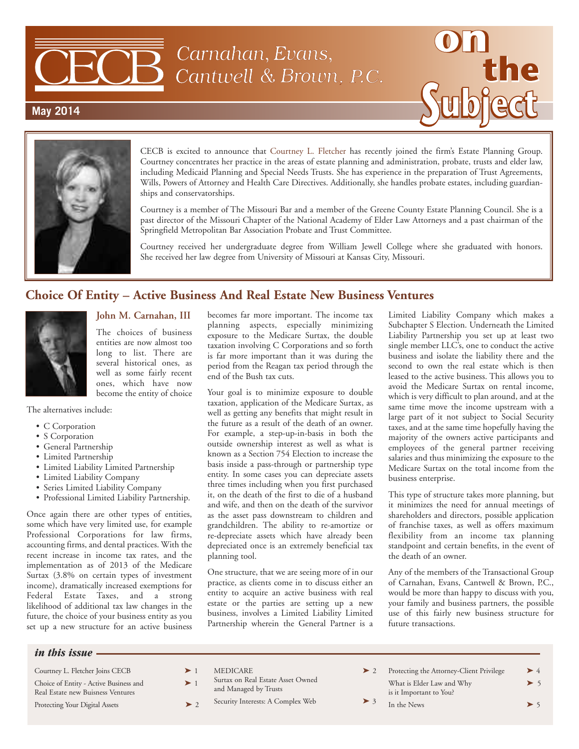# CECB Carnahan, Evans, Cantwell & Brown, P.C.

**on the Subject**

**May 2014**

CECB is excited to announce that Courtney L. Fletcher has recently joined the firm's Estate Planning Group. Courtney concentrates her practice in the areas of estate planning and administration, probate, trusts and elder law, including Medicaid Planning and Special Needs Trusts. She has experience in the preparation of Trust Agreements, Wills, Powers of Attorney and Health Care Directives. Additionally, she handles probate estates, including guardianships and conservatorships.

Courtney is a member of The Missouri Bar and a member of the Greene County Estate Planning Council. She is a past director of the Missouri Chapter of the National Academy of Elder Law Attorneys and a past chairman of the Springfield Metropolitan Bar Association Probate and Trust Committee.

Courtney received her undergraduate degree from William Jewell College where she graduated with honors. She received her law degree from University of Missouri at Kansas City, Missouri.

## Choice Of Entity – Active Business And Real Estate New Business Ventures

### John M. Carnahan, III

The choices of business entities are now almost too long to list. There are several historical ones, as well as some fairly recent ones, which have now become the entity of choice

The alternatives include:

- C Corporation
- S Corporation
- General Partnership
- Limited Partnership
- Limited Liability Limited Partnership
- Limited Liability Company
- Series Limited Liability Company
- Professional Limited Liability Partnership.

Once again there are other types of entities, some which have very limited use, for example Professional Corporations for law firms, accounting firms, and dental practices. With the recent increase in income tax rates, and the implementation as of 2013 of the Medicare Surtax (3.8% on certain types of investment income), dramatically increased exemptions for Federal Estate Taxes, and a strong likelihood of additional tax law changes in the future, the choice of your business entity as you set up a new structure for an active business becomes far more important. The income tax planning aspects, especially minimizing exposure to the Medicare Surtax, the double taxation involving C Corporations and so forth is far more important than it was during the period from the Reagan tax period through the end of the Bush tax cuts.

Your goal is to minimize exposure to double taxation, application of the Medicare Surtax, as well as getting any benefits that might result in the future as a result of the death of an owner. For example, a step-up-in-basis in both the outside ownership interest as well as what is known as a Section 754 Election to increase the basis inside a pass-through or partnership type entity. In some cases you can depreciate assets three times including when you first purchased it, on the death of the first to die of a husband and wife, and then on the death of the survivor as the asset pass downstream to children and grandchildren. The ability to re-amortize or re-depreciate assets which have already been depreciated once is an extremely beneficial tax planning tool.

One structure, that we are seeing more of in our practice, as clients come in to discuss either an entity to acquire an active business with real estate or the parties are setting up a new business, involves a Limited Liability Limited Partnership wherein the General Partner is a Limited Liability Company which makes a Subchapter S Election. Underneath the Limited Liability Partnership you set up at least two single member LLC's, one to conduct the active business and isolate the liability there and the second to own the real estate which is then leased to the active business. This allows you to avoid the Medicare Surtax on rental income, which is very difficult to plan around, and at the same time move the income upstream with a large part of it not subject to Social Security taxes, and at the same time hopefully having the majority of the owners active participants and employees of the general partner receiving salaries and thus minimizing the exposure to the Medicare Surtax on the total income from the business enterprise.

This type of structure takes more planning, but it minimizes the need for annual meetings of shareholders and directors, possible application of franchise taxes, as well as offers maximum flexibility from an income tax planning standpoint and certain benefits, in the event of the death of an owner.

Any of the members of the Transactional Group of Carnahan, Evans, Cantwell & Brown, P.C., would be more than happy to discuss with you, your family and business partners, the possible use of this fairly new business structure for future transactions.

### *in this issue*

| Article | Page |
|---|---|
| Courtney L. Fletcher Joins CECB | 1 |
| Choice of Entity - Active Business and Real Estate new Buisness Ventures | 1 |
| Protecting Your Digital Assets | 2 |
| MEDICARE Surtax on Real Estate Asset Owned and Managed by Trusts | 2 |
| Security Interests: A Complex Web | 3 |
| Protecting the Attorney-Client Privilege | 4 |
| What is Elder Law and Why is it Important to You? | 5 |
| In the News | 5 |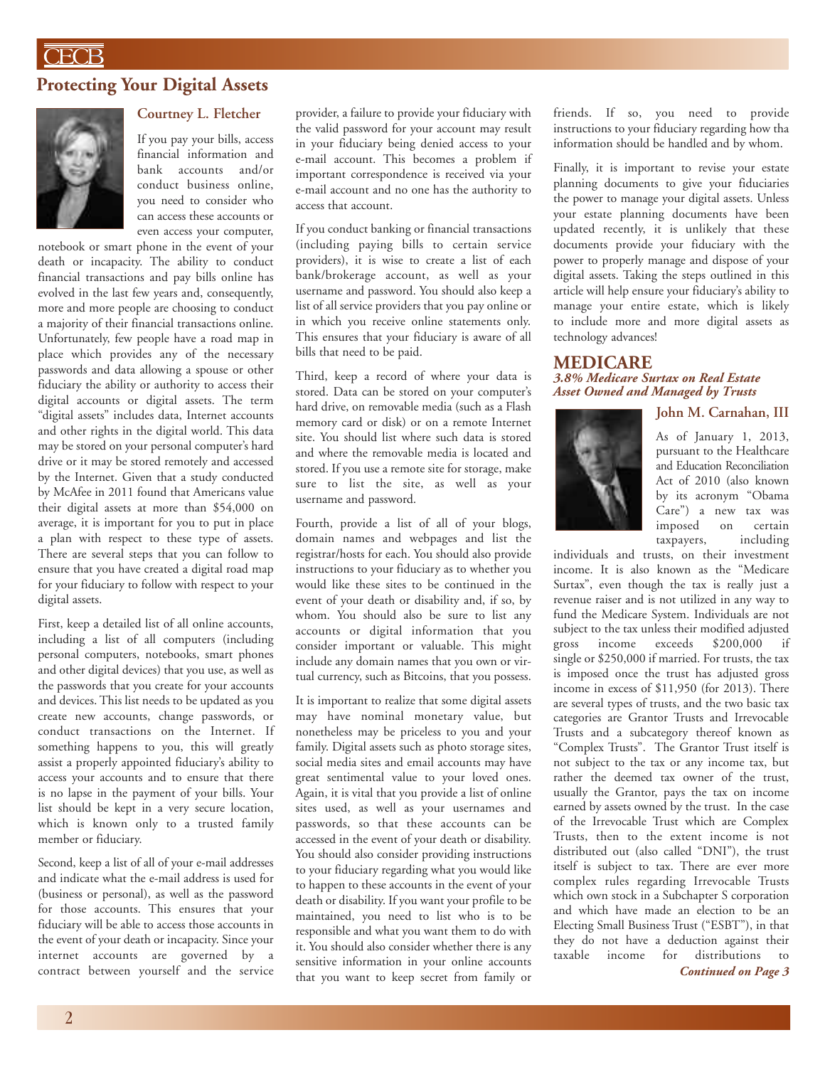## Protecting Your Digital Assets

**Courtney L. Fletcher**

If you pay your bills, access financial information and bank accounts and/or conduct business online, you need to consider who can access these accounts or even access your computer, notebook or smart phone in the event of your death or incapacity. The ability to conduct financial transactions and pay bills online has evolved in the last few years and, consequently, more and more people are choosing to conduct a majority of their financial transactions online. Unfortunately, few people have a road map in place which provides any of the necessary passwords and data allowing a spouse or other fiduciary the ability or authority to access their digital accounts or digital assets. The term "digital assets" includes data, Internet accounts and other rights in the digital world. This data may be stored on your personal computer's hard drive or it may be stored remotely and accessed by the Internet. Given that a study conducted by McAfee in 2011 found that Americans value their digital assets at more than $54,000 on average, it is important for you to put in place a plan with respect to these type of assets. There are several steps that you can follow to ensure that you have created a digital road map for your fiduciary to follow with respect to your digital assets.

First, keep a detailed list of all online accounts, including a list of all computers (including personal computers, notebooks, smart phones and other digital devices) that you use, as well as the passwords that you create for your accounts and devices. This list needs to be updated as you create new accounts, change passwords, or conduct transactions on the Internet. If something happens to you, this will greatly assist a properly appointed fiduciary's ability to access your accounts and to ensure that there is no lapse in the payment of your bills. Your list should be kept in a very secure location, which is known only to a trusted family member or fiduciary.

Second, keep a list of all of your e-mail addresses and indicate what the e-mail address is used for (business or personal), as well as the password for those accounts. This ensures that your fiduciary will be able to access those accounts in the event of your death or incapacity. Since your internet accounts are governed by a contract between yourself and the service provider, a failure to provide your fiduciary with the valid password for your account may result in your fiduciary being denied access to your e-mail account. This becomes a problem if important correspondence is received via your e-mail account and no one has the authority to access that account.

If you conduct banking or financial transactions (including paying bills to certain service providers), it is wise to create a list of each bank/brokerage account, as well as your username and password. You should also keep a list of all service providers that you pay online or in which you receive online statements only. This ensures that your fiduciary is aware of all bills that need to be paid.

Third, keep a record of where your data is stored. Data can be stored on your computer's hard drive, on removable media (such as a Flash memory card or disk) or on a remote Internet site. You should list where such data is stored and where the removable media is located and stored. If you use a remote site for storage, make sure to list the site, as well as your username and password.

Fourth, provide a list of all of your blogs, domain names and webpages and list the registrar/hosts for each. You should also provide instructions to your fiduciary as to whether you would like these sites to be continued in the event of your death or disability and, if so, by whom. You should also be sure to list any accounts or digital information that you consider important or valuable. This might include any domain names that you own or virtual currency, such as Bitcoins, that you possess.

It is important to realize that some digital assets may have nominal monetary value, but nonetheless may be priceless to you and your family. Digital assets such as photo storage sites, social media sites and email accounts may have great sentimental value to your loved ones. Again, it is vital that you provide a list of online sites used, as well as your usernames and passwords, so that these accounts can be accessed in the event of your death or disability. You should also consider providing instructions to your fiduciary regarding what you would like to happen to these accounts in the event of your death or disability. If you want your profile to be maintained, you need to list who is to be responsible and what you want them to do with it. You should also consider whether there is any sensitive information in your online accounts that you want to keep secret from family or friends. If so, you need to provide instructions to your fiduciary regarding how tha information should be handled and by whom.

Finally, it is important to revise your estate planning documents to give your fiduciaries the power to manage your digital assets. Unless your estate planning documents have been updated recently, it is unlikely that these documents provide your fiduciary with the power to properly manage and dispose of your digital assets. Taking the steps outlined in this article will help ensure your fiduciary's ability to manage your entire estate, which is likely to include more and more digital assets as technology advances!

## MEDICARE

### *3.8% Medicare Surtax on Real Estate Asset Owned and Managed by Trusts*

**John M. Carnahan, III**

As of January 1, 2013, pursuant to the Healthcare and Education Reconciliation Act of 2010 (also known by its acronym "Obama Care") a new tax was imposed on certain taxpayers, including individuals and trusts, on their investment income. It is also known as the "Medicare Surtax", even though the tax is really just a revenue raiser and is not utilized in any way to fund the Medicare System. Individuals are not subject to the tax unless their modified adjusted gross income exceeds $200,000 if single or $250,000 if married. For trusts, the tax is imposed once the trust has adjusted gross income in excess of $11,950 (for 2013). There are several types of trusts, and the two basic tax categories are Grantor Trusts and Irrevocable Trusts and a subcategory thereof known as "Complex Trusts". The Grantor Trust itself is not subject to the tax or any income tax, but rather the deemed tax owner of the trust, usually the Grantor, pays the tax on income earned by assets owned by the trust. In the case of the Irrevocable Trust which are Complex Trusts, then to the extent income is not distributed out (also called "DNI"), the trust itself is subject to tax. There are ever more complex rules regarding Irrevocable Trusts which own stock in a Subchapter S corporation and which have made an election to be an Electing Small Business Trust ("ESBT"), in that they do not have a deduction against their taxable income for distributions to

***Continued on Page 3***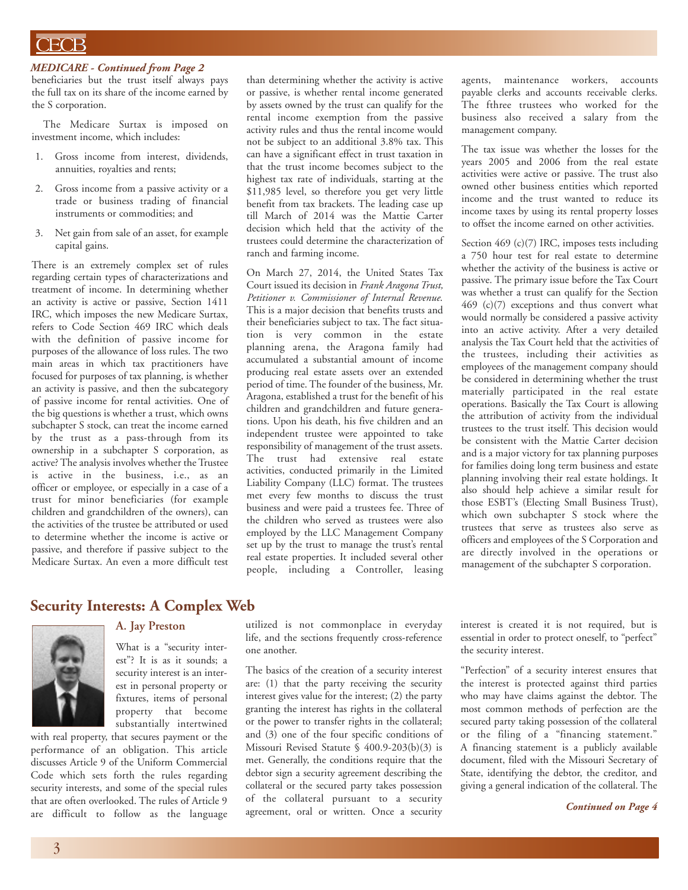*MEDICARE - Continued from Page 2*

beneficiaries but the trust itself always pays the full tax on its share of the income earned by the S corporation.

The Medicare Surtax is imposed on investment income, which includes:

1. Gross income from interest, dividends, annuities, royalties and rents;
2. Gross income from a passive activity or a trade or business trading of financial instruments or commodities; and
3. Net gain from sale of an asset, for example capital gains.

There is an extremely complex set of rules regarding certain types of characterizations and treatment of income. In determining whether an activity is active or passive, Section 1411 IRC, which imposes the new Medicare Surtax, refers to Code Section 469 IRC which deals with the definition of passive income for purposes of the allowance of loss rules. The two main areas in which tax practitioners have focused for purposes of tax planning, is whether an activity is passive, and then the subcategory of passive income for rental activities. One of the big questions is whether a trust, which owns subchapter S stock, can treat the income earned by the trust as a pass-through from its ownership in a subchapter S corporation, as active? The analysis involves whether the Trustee is active in the business, i.e., as an officer or employee, or especially in a case of a trust for minor beneficiaries (for example children and grandchildren of the owners), can the activities of the trustee be attributed or used to determine whether the income is active or passive, and therefore if passive subject to the Medicare Surtax. An even a more difficult test than determining whether the activity is active or passive, is whether rental income generated by assets owned by the trust can qualify for the rental income exemption from the passive activity rules and thus the rental income would not be subject to an additional 3.8% tax. This can have a significant effect in trust taxation in that the trust income becomes subject to the highest tax rate of individuals, starting at the $11,985 level, so therefore you get very little benefit from tax brackets. The leading case up till March of 2014 was the Mattie Carter decision which held that the activity of the trustees could determine the characterization of ranch and farming income.

On March 27, 2014, the United States Tax Court issued its decision in *Frank Aragona Trust, Petitioner v. Commissioner of Internal Revenue*. This is a major decision that benefits trusts and their beneficiaries subject to tax. The fact situation is very common in the estate planning arena, the Aragona family had accumulated a substantial amount of income producing real estate assets over an extended period of time. The founder of the business, Mr. Aragona, established a trust for the benefit of his children and grandchildren and future generations. Upon his death, his five children and an independent trustee were appointed to take responsibility of management of the trust assets. The trust had extensive real estate activities, conducted primarily in the Limited Liability Company (LLC) format. The trustees met every few months to discuss the trust business and were paid a trustees fee. Three of the children who served as trustees were also employed by the LLC Management Company set up by the trust to manage the trust's rental real estate properties. It included several other people, including a Controller, leasing agents, maintenance workers, accounts payable clerks and accounts receivable clerks. The fthree trustees who worked for the business also received a salary from the management company.

The tax issue was whether the losses for the years 2005 and 2006 from the real estate activities were active or passive. The trust also owned other business entities which reported income and the trust wanted to reduce its income taxes by using its rental property losses to offset the income earned on other activities.

Section 469 (c)(7) IRC, imposes tests including a 750 hour test for real estate to determine whether the activity of the business is active or passive. The primary issue before the Tax Court was whether a trust can qualify for the Section 469 (c)(7) exceptions and thus convert what would normally be considered a passive activity into an active activity. After a very detailed analysis the Tax Court held that the activities of the trustees, including their activities as employees of the management company should be considered in determining whether the trust materially participated in the real estate operations. Basically the Tax Court is allowing the attribution of activity from the individual trustees to the trust itself. This decision would be consistent with the Mattie Carter decision and is a major victory for tax planning purposes for families doing long term business and estate planning involving their real estate holdings. It also should help achieve a similar result for those ESBT's (Electing Small Business Trust), which own subchapter S stock where the trustees that serve as trustees also serve as officers and employees of the S Corporation and are directly involved in the operations or management of the subchapter S corporation.

## Security Interests: A Complex Web

**A. Jay Preston**

What is a "security interest"? It is as it sounds; a security interest is an interest in personal property or fixtures, items of personal property that become substantially intertwined with real property, that secures payment or the performance of an obligation. This article discusses Article 9 of the Uniform Commercial Code which sets forth the rules regarding security interests, and some of the special rules that are often overlooked. The rules of Article 9 are difficult to follow as the language utilized is not commonplace in everyday life, and the sections frequently cross-reference one another.

The basics of the creation of a security interest are: (1) that the party receiving the security interest gives value for the interest; (2) the party granting the interest has rights in the collateral or the power to transfer rights in the collateral; and (3) one of the four specific conditions of Missouri Revised Statute § 400.9-203(b)(3) is met. Generally, the conditions require that the debtor sign a security agreement describing the collateral or the secured party takes possession of the collateral pursuant to a security agreement, oral or written. Once a security interest is created it is not required, but is essential in order to protect oneself, to "perfect" the security interest.

"Perfection" of a security interest ensures that the interest is protected against third parties who may have claims against the debtor. The most common methods of perfection are the secured party taking possession of the collateral or the filing of a "financing statement." A financing statement is a publicly available document, filed with the Missouri Secretary of State, identifying the debtor, the creditor, and giving a general indication of the collateral. The

*Continued on Page 4*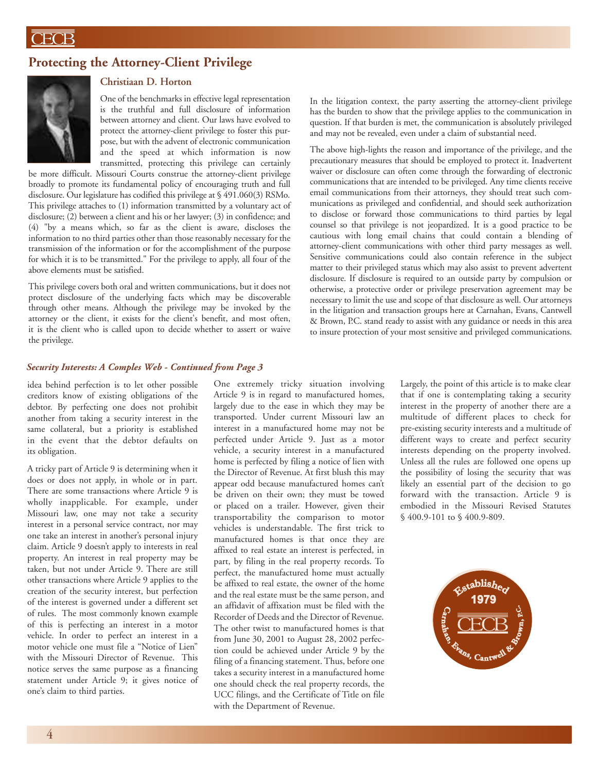## Protecting the Attorney-Client Privilege

### Christiaan D. Horton

One of the benchmarks in effective legal representation is the truthful and full disclosure of information between attorney and client. Our laws have evolved to protect the attorney-client privilege to foster this purpose, but with the advent of electronic communication and the speed at which information is now transmitted, protecting this privilege can certainly be more difficult. Missouri Courts construe the attorney-client privilege broadly to promote its fundamental policy of encouraging truth and full disclosure. Our legislature has codified this privilege at § 491.060(3) RSMo. This privilege attaches to (1) information transmitted by a voluntary act of disclosure; (2) between a client and his or her lawyer; (3) in confidence; and (4) "by a means which, so far as the client is aware, discloses the information to no third parties other than those reasonably necessary for the transmission of the information or for the accomplishment of the purpose for which it is to be transmitted." For the privilege to apply, all four of the above elements must be satisfied.

This privilege covers both oral and written communications, but it does not protect disclosure of the underlying facts which may be discoverable through other means. Although the privilege may be invoked by the attorney or the client, it exists for the client's benefit, and most often, it is the client who is called upon to decide whether to assert or waive the privilege.

In the litigation context, the party asserting the attorney-client privilege has the burden to show that the privilege applies to the communication in question. If that burden is met, the communication is absolutely privileged and may not be revealed, even under a claim of substantial need.

The above high-lights the reason and importance of the privilege, and the precautionary measures that should be employed to protect it. Inadvertent waiver or disclosure can often come through the forwarding of electronic communications that are intended to be privileged. Any time clients receive email communications from their attorneys, they should treat such communications as privileged and confidential, and should seek authorization to disclose or forward those communications to third parties by legal counsel so that privilege is not jeopardized. It is a good practice to be cautious with long email chains that could contain a blending of attorney-client communications with other third party messages as well. Sensitive communications could also contain reference in the subject matter to their privileged status which may also assist to prevent advertent disclosure. If disclosure is required to an outside party by compulsion or otherwise, a protective order or privilege preservation agreement may be necessary to limit the use and scope of that disclosure as well. Our attorneys in the litigation and transaction groups here at Carnahan, Evans, Cantwell & Brown, P.C. stand ready to assist with any guidance or needs in this area to insure protection of your most sensitive and privileged communications.

***Security Interests: A Comples Web - Continued from Page 3***

idea behind perfection is to let other possible creditors know of existing obligations of the debtor. By perfecting one does not prohibit another from taking a security interest in the same collateral, but a priority is established in the event that the debtor defaults on its obligation.

A tricky part of Article 9 is determining when it does or does not apply, in whole or in part. There are some transactions where Article 9 is wholly inapplicable. For example, under Missouri law, one may not take a security interest in a personal service contract, nor may one take an interest in another's personal injury claim. Article 9 doesn't apply to interests in real property. An interest in real property may be taken, but not under Article 9. There are still other transactions where Article 9 applies to the creation of the security interest, but perfection of the interest is governed under a different set of rules. The most commonly known example of this is perfecting an interest in a motor vehicle. In order to perfect an interest in a motor vehicle one must file a "Notice of Lien" with the Missouri Director of Revenue. This notice serves the same purpose as a financing statement under Article 9; it gives notice of one's claim to third parties.

One extremely tricky situation involving Article 9 is in regard to manufactured homes, largely due to the ease in which they may be transported. Under current Missouri law an interest in a manufactured home may not be perfected under Article 9. Just as a motor vehicle, a security interest in a manufactured home is perfected by filing a notice of lien with the Director of Revenue. At first blush this may appear odd because manufactured homes can't be driven on their own; they must be towed or placed on a trailer. However, given their transportability the comparison to motor vehicles is understandable. The first trick to manufactured homes is that once they are affixed to real estate an interest is perfected, in part, by filing in the real property records. To perfect, the manufactured home must actually be affixed to real estate, the owner of the home and the real estate must be the same person, and an affidavit of affixation must be filed with the Recorder of Deeds and the Director of Revenue. The other twist to manufactured homes is that from June 30, 2001 to August 28, 2002 perfection could be achieved under Article 9 by the filing of a financing statement. Thus, before one takes a security interest in a manufactured home one should check the real property records, the UCC filings, and the Certificate of Title on file with the Department of Revenue.

Largely, the point of this article is to make clear that if one is contemplating taking a security interest in the property of another there are a multitude of different places to check for pre-existing security interests and a multitude of different ways to create and perfect security interests depending on the property involved. Unless all the rules are followed one opens up the possibility of losing the security that was likely an essential part of the decision to go forward with the transaction. Article 9 is embodied in the Missouri Revised Statutes § 400.9-101 to § 400.9-809.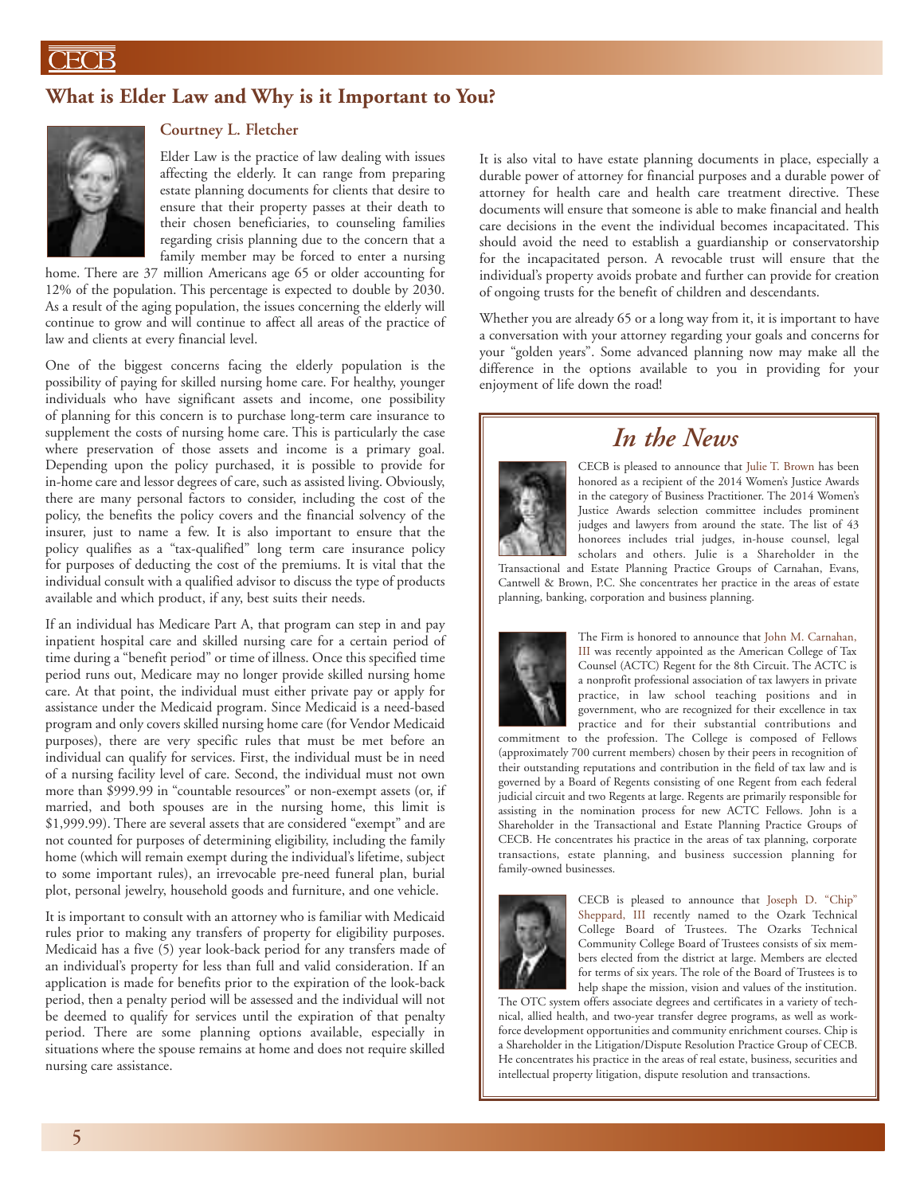## What is Elder Law and Why is it Important to You?

**Courtney L. Fletcher**

Elder Law is the practice of law dealing with issues affecting the elderly. It can range from preparing estate planning documents for clients that desire to ensure that their property passes at their death to their chosen beneficiaries, to counseling families regarding crisis planning due to the concern that a family member may be forced to enter a nursing home. There are 37 million Americans age 65 or older accounting for 12% of the population. This percentage is expected to double by 2030. As a result of the aging population, the issues concerning the elderly will continue to grow and will continue to affect all areas of the practice of law and clients at every financial level.

One of the biggest concerns facing the elderly population is the possibility of paying for skilled nursing home care. For healthy, younger individuals who have significant assets and income, one possibility of planning for this concern is to purchase long-term care insurance to supplement the costs of nursing home care. This is particularly the case where preservation of those assets and income is a primary goal. Depending upon the policy purchased, it is possible to provide for in-home care and lessor degrees of care, such as assisted living. Obviously, there are many personal factors to consider, including the cost of the policy, the benefits the policy covers and the financial solvency of the insurer, just to name a few. It is also important to ensure that the policy qualifies as a "tax-qualified" long term care insurance policy for purposes of deducting the cost of the premiums. It is vital that the individual consult with a qualified advisor to discuss the type of products available and which product, if any, best suits their needs.

If an individual has Medicare Part A, that program can step in and pay inpatient hospital care and skilled nursing care for a certain period of time during a "benefit period" or time of illness. Once this specified time period runs out, Medicare may no longer provide skilled nursing home care. At that point, the individual must either private pay or apply for assistance under the Medicaid program. Since Medicaid is a need-based program and only covers skilled nursing home care (for Vendor Medicaid purposes), there are very specific rules that must be met before an individual can qualify for services. First, the individual must be in need of a nursing facility level of care. Second, the individual must not own more than $999.99 in "countable resources" or non-exempt assets (or, if married, and both spouses are in the nursing home, this limit is $1,999.99). There are several assets that are considered "exempt" and are not counted for purposes of determining eligibility, including the family home (which will remain exempt during the individual's lifetime, subject to some important rules), an irrevocable pre-need funeral plan, burial plot, personal jewelry, household goods and furniture, and one vehicle.

It is important to consult with an attorney who is familiar with Medicaid rules prior to making any transfers of property for eligibility purposes. Medicaid has a five (5) year look-back period for any transfers made of an individual's property for less than full and valid consideration. If an application is made for benefits prior to the expiration of the look-back period, then a penalty period will be assessed and the individual will not be deemed to qualify for services until the expiration of that penalty period. There are some planning options available, especially in situations where the spouse remains at home and does not require skilled nursing care assistance.

It is also vital to have estate planning documents in place, especially a durable power of attorney for financial purposes and a durable power of attorney for health care and health care treatment directive. These documents will ensure that someone is able to make financial and health care decisions in the event the individual becomes incapacitated. This should avoid the need to establish a guardianship or conservatorship for the incapacitated person. A revocable trust will ensure that the individual's property avoids probate and further can provide for creation of ongoing trusts for the benefit of children and descendants.

Whether you are already 65 or a long way from it, it is important to have a conversation with your attorney regarding your goals and concerns for your "golden years". Some advanced planning now may make all the difference in the options available to you in providing for your enjoyment of life down the road!

## *In the News*

CECB is pleased to announce that Julie T. Brown has been honored as a recipient of the 2014 Women's Justice Awards in the category of Business Practitioner. The 2014 Women's Justice Awards selection committee includes prominent judges and lawyers from around the state. The list of 43 honorees includes trial judges, in-house counsel, legal scholars and others. Julie is a Shareholder in the Transactional and Estate Planning Practice Groups of Carnahan, Evans, Cantwell & Brown, P.C. She concentrates her practice in the areas of estate planning, banking, corporation and business planning.

The Firm is honored to announce that John M. Carnahan, III was recently appointed as the American College of Tax Counsel (ACTC) Regent for the 8th Circuit. The ACTC is a nonprofit professional association of tax lawyers in private practice, in law school teaching positions and in government, who are recognized for their excellence in tax practice and for their substantial contributions and commitment to the profession. The College is composed of Fellows (approximately 700 current members) chosen by their peers in recognition of their outstanding reputations and contribution in the field of tax law and is governed by a Board of Regents consisting of one Regent from each federal judicial circuit and two Regents at large. Regents are primarily responsible for assisting in the nomination process for new ACTC Fellows. John is a Shareholder in the Transactional and Estate Planning Practice Groups of CECB. He concentrates his practice in the areas of tax planning, corporate transactions, estate planning, and business succession planning for family-owned businesses.

CECB is pleased to announce that Joseph D. "Chip" Sheppard, III recently named to the Ozark Technical College Board of Trustees. The Ozarks Technical Community College Board of Trustees consists of six members elected from the district at large. Members are elected for terms of six years. The role of the Board of Trustees is to help shape the mission, vision and values of the institution. The OTC system offers associate degrees and certificates in a variety of technical, allied health, and two-year transfer degree programs, as well as workforce development opportunities and community enrichment courses. Chip is a Shareholder in the Litigation/Dispute Resolution Practice Group of CECB. He concentrates his practice in the areas of real estate, business, securities and intellectual property litigation, dispute resolution and transactions.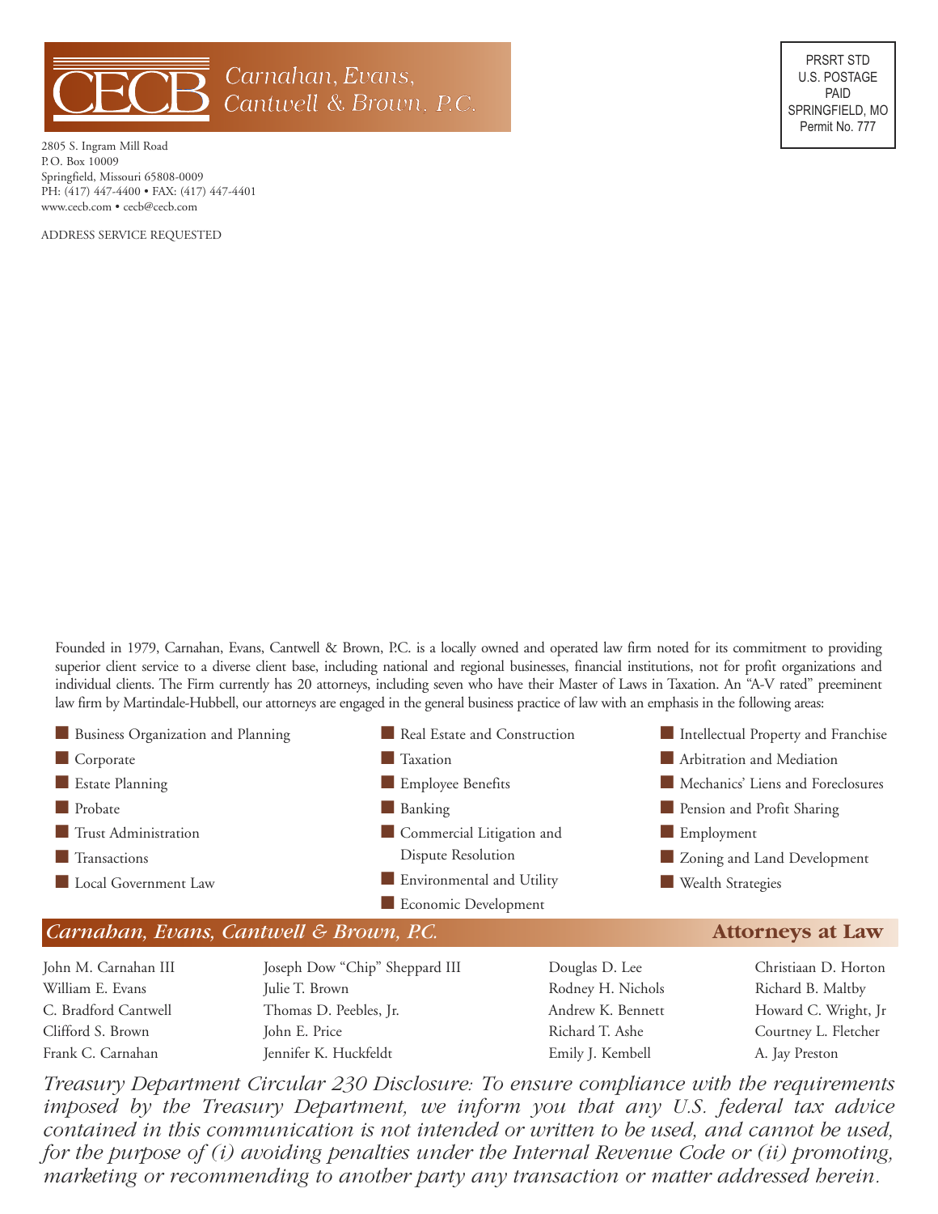CECB Carnahan, Evans, Cantwell & Brown, P.C.

2805 S. Ingram Mill Road
P.O. Box 10009
Springfield, Missouri 65808-0009
PH: (417) 447-4400 • FAX: (417) 447-4401
www.cecb.com • cecb@cecb.com

ADDRESS SERVICE REQUESTED

PRSRT STD
U.S. POSTAGE
PAID
SPRINGFIELD, MO
Permit No. 777

Founded in 1979, Carnahan, Evans, Cantwell & Brown, P.C. is a locally owned and operated law firm noted for its commitment to providing superior client service to a diverse client base, including national and regional businesses, financial institutions, not for profit organizations and individual clients. The Firm currently has 20 attorneys, including seven who have their Master of Laws in Taxation. An "A-V rated" preeminent law firm by Martindale-Hubbell, our attorneys are engaged in the general business practice of law with an emphasis in the following areas:

- Business Organization and Planning
- Corporate
- Estate Planning
- Probate
- Trust Administration
- Transactions
- Local Government Law
- Real Estate and Construction
- Taxation
- Employee Benefits
- Banking
- Commercial Litigation and Dispute Resolution
- Environmental and Utility
- Economic Development
- Intellectual Property and Franchise
- Arbitration and Mediation
- Mechanics' Liens and Foreclosures
- Pension and Profit Sharing
- Employment
- Zoning and Land Development
- Wealth Strategies

## *Carnahan, Evans, Cantwell & Brown, P.C.* — Attorneys at Law

John M. Carnahan III
William E. Evans
C. Bradford Cantwell
Clifford S. Brown
Frank C. Carnahan
Joseph Dow "Chip" Sheppard III
Julie T. Brown
Thomas D. Peebles, Jr.
John E. Price
Jennifer K. Huckfeldt
Douglas D. Lee
Rodney H. Nichols
Andrew K. Bennett
Richard T. Ashe
Emily J. Kembell
Christiaan D. Horton
Richard B. Maltby
Howard C. Wright, Jr
Courtney L. Fletcher
A. Jay Preston

*Treasury Department Circular 230 Disclosure: To ensure compliance with the requirements imposed by the Treasury Department, we inform you that any U.S. federal tax advice contained in this communication is not intended or written to be used, and cannot be used, for the purpose of (i) avoiding penalties under the Internal Revenue Code or (ii) promoting, marketing or recommending to another party any transaction or matter addressed herein.*